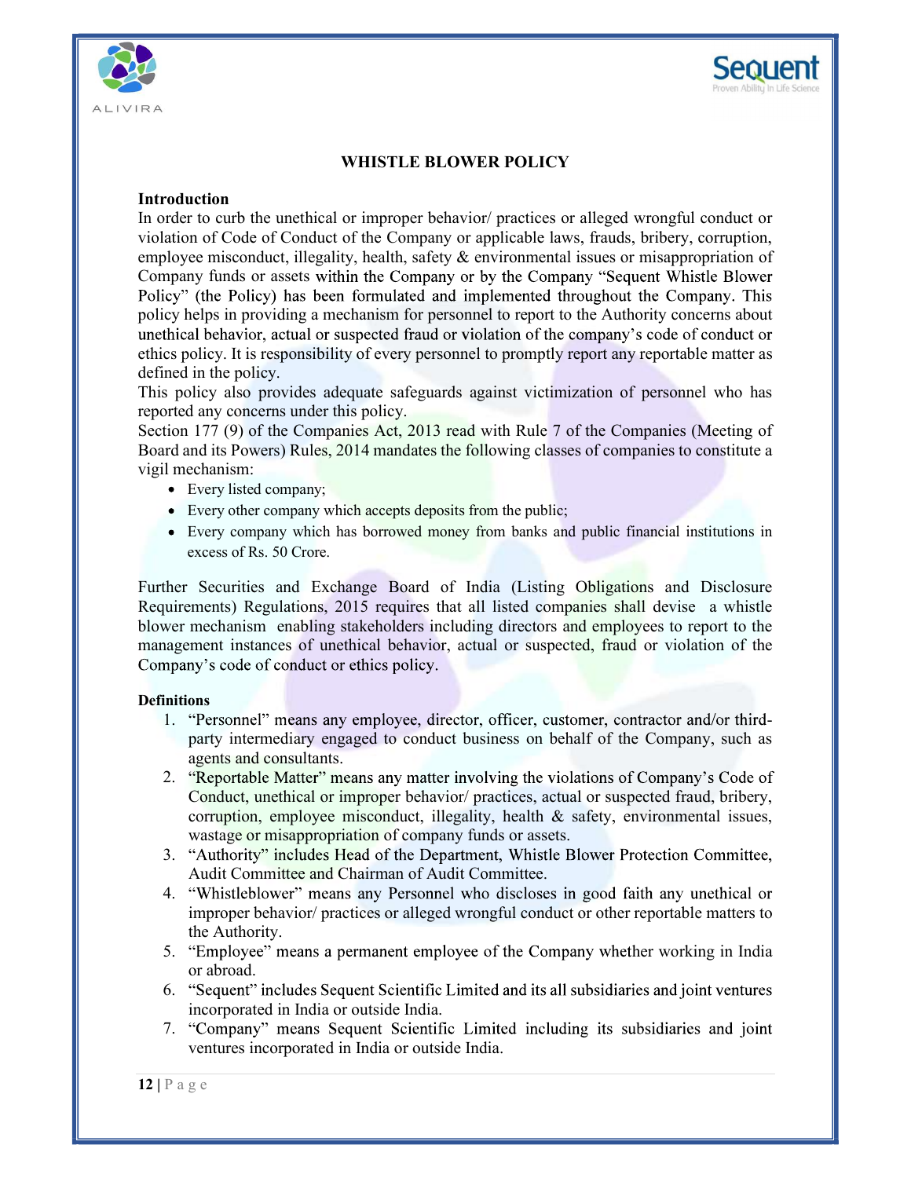# WHISTLE BLOWER POLICY

## Introduction

In order to curb the unethical or improper behavior/ practices or alleged wrongful conduct or violation of Code of Conduct of the Company or applicable laws, frauds, bribery, corruption, employee misconduct, illegality, health, safety & environmental issues or misappropriation of Company funds or assets within the Company or by the Company "Sequent Whistle Blower Policy" (the Policy) has been formulated and implemented throughout the Company. This policy helps in providing a mechanism for personnel to report to the Authority concerns about unethical behavior, actual or suspected fraud or violation of the company's code of conduct or ethics policy. It is responsibility of every personnel to promptly report any reportable matter as defined in the policy.

This policy also provides adequate safeguards against victimization of personnel who has reported any concerns under this policy.

Section 177 (9) of the Companies Act, 2013 read with Rule 7 of the Companies (Meeting of Board and its Powers) Rules, 2014 mandates the following classes of companies to constitute a vigil mechanism:

- Every listed company;
- Every other company which accepts deposits from the public;
- Every company which has borrowed money from banks and public financial institutions in excess of Rs. 50 Crore.

Further Securities and Exchange Board of India (Listing Obligations and Disclosure Requirements) Regulations, 2015 requires that all listed companies shall devise a whistle blower mechanism enabling stakeholders including directors and employees to report to the management instances of unethical behavior, actual or suspected, fraud or violation of the Company's code of conduct or ethics policy.

## Definitions

1. "Personnel" means any employee, director, officer, customer, contractor and/or third-party intermediary engaged to conduct business on behalf of the Company, such as agents and consultants.
2. "Reportable Matter" means any matter involving the violations of Company's Code of Conduct, unethical or improper behavior/ practices, actual or suspected fraud, bribery, corruption, employee misconduct, illegality, health & safety, environmental issues, wastage or misappropriation of company funds or assets.
3. "Authority" includes Head of the Department, Whistle Blower Protection Committee, Audit Committee and Chairman of Audit Committee.
4. "Whistleblower" means any Personnel who discloses in good faith any unethical or improper behavior/ practices or alleged wrongful conduct or other reportable matters to the Authority.
5. "Employee" means a permanent employee of the Company whether working in India or abroad.
6. "Sequent" includes Sequent Scientific Limited and its all subsidiaries and joint ventures incorporated in India or outside India.
7. "Company" means Sequent Scientific Limited including its subsidiaries and joint ventures incorporated in India or outside India.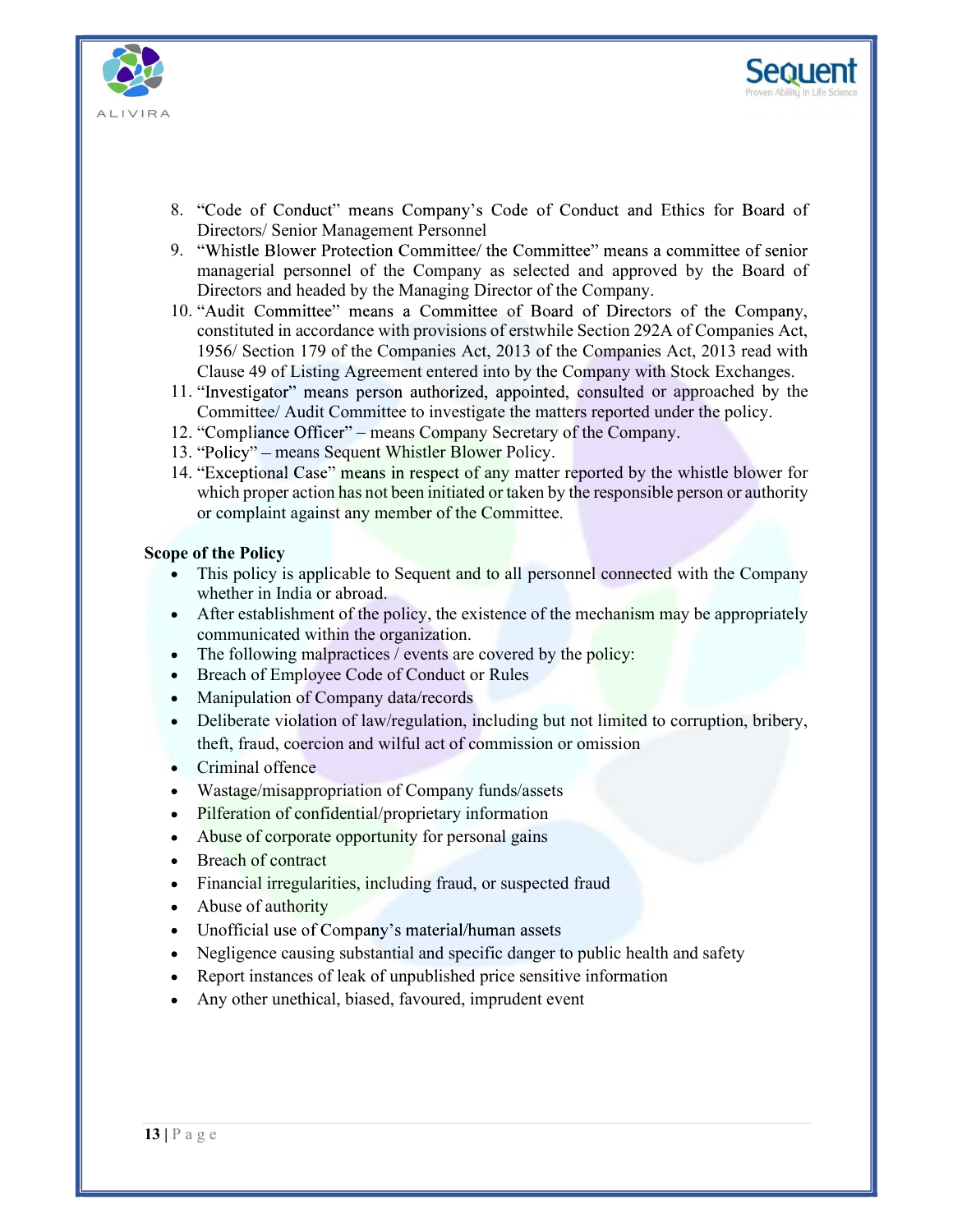8. "Code of Conduct" means Company's Code of Conduct and Ethics for Board of Directors/ Senior Management Personnel
9. "Whistle Blower Protection Committee/ the Committee" means a committee of senior managerial personnel of the Company as selected and approved by the Board of Directors and headed by the Managing Director of the Company.
10. "Audit Committee" means a Committee of Board of Directors of the Company, constituted in accordance with provisions of erstwhile Section 292A of Companies Act, 1956/ Section 179 of the Companies Act, 2013 of the Companies Act, 2013 read with Clause 49 of Listing Agreement entered into by the Company with Stock Exchanges.
11. "Investigator" means person authorized, appointed, consulted or approached by the Committee/ Audit Committee to investigate the matters reported under the policy.
12. "Compliance Officer" – means Company Secretary of the Company.
13. "Policy" – means Sequent Whistler Blower Policy.
14. "Exceptional Case" means in respect of any matter reported by the whistle blower for which proper action has not been initiated or taken by the responsible person or authority or complaint against any member of the Committee.

**Scope of the Policy**

- This policy is applicable to Sequent and to all personnel connected with the Company whether in India or abroad.
- After establishment of the policy, the existence of the mechanism may be appropriately communicated within the organization.
- The following malpractices / events are covered by the policy:
- Breach of Employee Code of Conduct or Rules
- Manipulation of Company data/records
- Deliberate violation of law/regulation, including but not limited to corruption, bribery, theft, fraud, coercion and wilful act of commission or omission
- Criminal offence
- Wastage/misappropriation of Company funds/assets
- Pilferation of confidential/proprietary information
- Abuse of corporate opportunity for personal gains
- Breach of contract
- Financial irregularities, including fraud, or suspected fraud
- Abuse of authority
- Unofficial use of Company's material/human assets
- Negligence causing substantial and specific danger to public health and safety
- Report instances of leak of unpublished price sensitive information
- Any other unethical, biased, favoured, imprudent event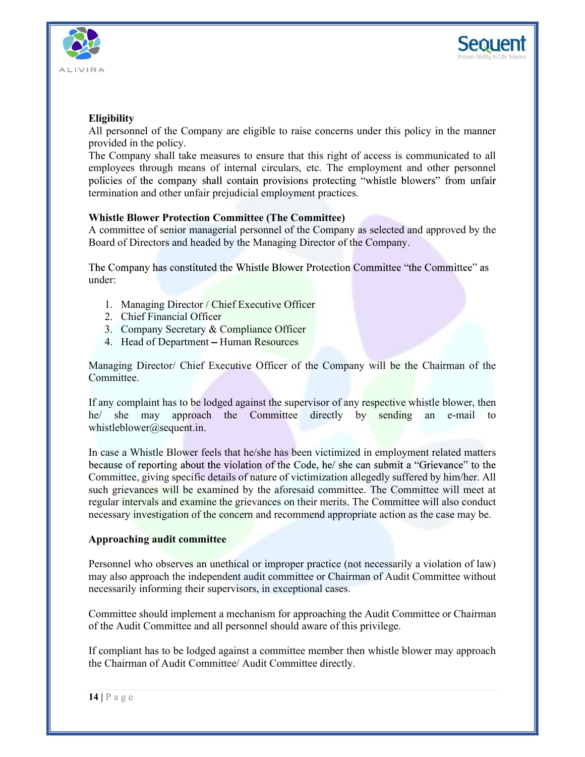**Eligibility**

All personnel of the Company are eligible to raise concerns under this policy in the manner provided in the policy.

The Company shall take measures to ensure that this right of access is communicated to all employees through means of internal circulars, etc. The employment and other personnel policies of the company shall contain provisions protecting "whistle blowers" from unfair termination and other unfair prejudicial employment practices.

**Whistle Blower Protection Committee (The Committee)**

A committee of senior managerial personnel of the Company as selected and approved by the Board of Directors and headed by the Managing Director of the Company.

The Company has constituted the Whistle Blower Protection Committee "the Committee" as under:

1. Managing Director / Chief Executive Officer
2. Chief Financial Officer
3. Company Secretary & Compliance Officer
4. Head of Department – Human Resources

Managing Director/ Chief Executive Officer of the Company will be the Chairman of the Committee.

If any complaint has to be lodged against the supervisor of any respective whistle blower, then he/ she may approach the Committee directly by sending an e-mail to whistleblower@sequent.in.

In case a Whistle Blower feels that he/she has been victimized in employment related matters because of reporting about the violation of the Code, he/ she can submit a "Grievance" to the Committee, giving specific details of nature of victimization allegedly suffered by him/her. All such grievances will be examined by the aforesaid committee. The Committee will meet at regular intervals and examine the grievances on their merits. The Committee will also conduct necessary investigation of the concern and recommend appropriate action as the case may be.

**Approaching audit committee**

Personnel who observes an unethical or improper practice (not necessarily a violation of law) may also approach the independent audit committee or Chairman of Audit Committee without necessarily informing their supervisors, in exceptional cases.

Committee should implement a mechanism for approaching the Audit Committee or Chairman of the Audit Committee and all personnel should aware of this privilege.

If compliant has to be lodged against a committee member then whistle blower may approach the Chairman of Audit Committee/ Audit Committee directly.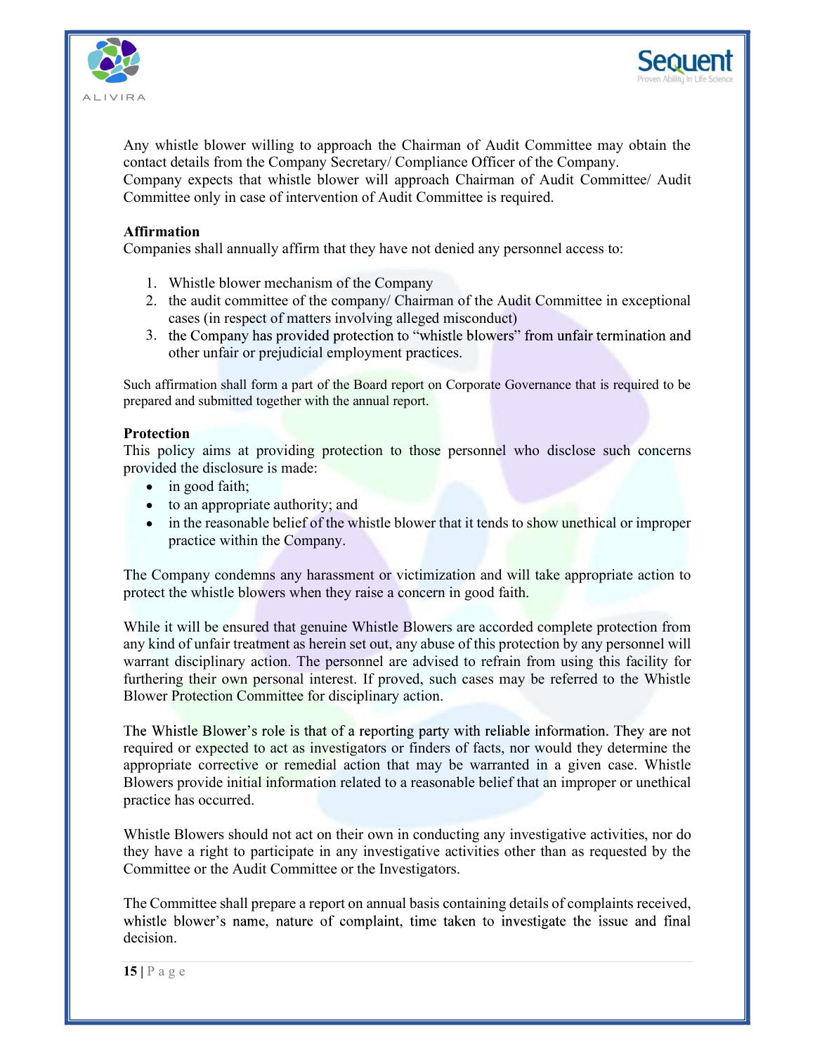Any whistle blower willing to approach the Chairman of Audit Committee may obtain the contact details from the Company Secretary/ Compliance Officer of the Company.
Company expects that whistle blower will approach Chairman of Audit Committee/ Audit Committee only in case of intervention of Audit Committee is required.

**Affirmation**
Companies shall annually affirm that they have not denied any personnel access to:

1. Whistle blower mechanism of the Company
2. the audit committee of the company/ Chairman of the Audit Committee in exceptional cases (in respect of matters involving alleged misconduct)
3. the Company has provided protection to "whistle blowers" from unfair termination and other unfair or prejudicial employment practices.

Such affirmation shall form a part of the Board report on Corporate Governance that is required to be prepared and submitted together with the annual report.

**Protection**
This policy aims at providing protection to those personnel who disclose such concerns provided the disclosure is made:

- in good faith;
- to an appropriate authority; and
- in the reasonable belief of the whistle blower that it tends to show unethical or improper practice within the Company.

The Company condemns any harassment or victimization and will take appropriate action to protect the whistle blowers when they raise a concern in good faith.

While it will be ensured that genuine Whistle Blowers are accorded complete protection from any kind of unfair treatment as herein set out, any abuse of this protection by any personnel will warrant disciplinary action. The personnel are advised to refrain from using this facility for furthering their own personal interest. If proved, such cases may be referred to the Whistle Blower Protection Committee for disciplinary action.

The Whistle Blower's role is that of a reporting party with reliable information. They are not required or expected to act as investigators or finders of facts, nor would they determine the appropriate corrective or remedial action that may be warranted in a given case. Whistle Blowers provide initial information related to a reasonable belief that an improper or unethical practice has occurred.

Whistle Blowers should not act on their own in conducting any investigative activities, nor do they have a right to participate in any investigative activities other than as requested by the Committee or the Audit Committee or the Investigators.

The Committee shall prepare a report on annual basis containing details of complaints received, whistle blower's name, nature of complaint, time taken to investigate the issue and final decision.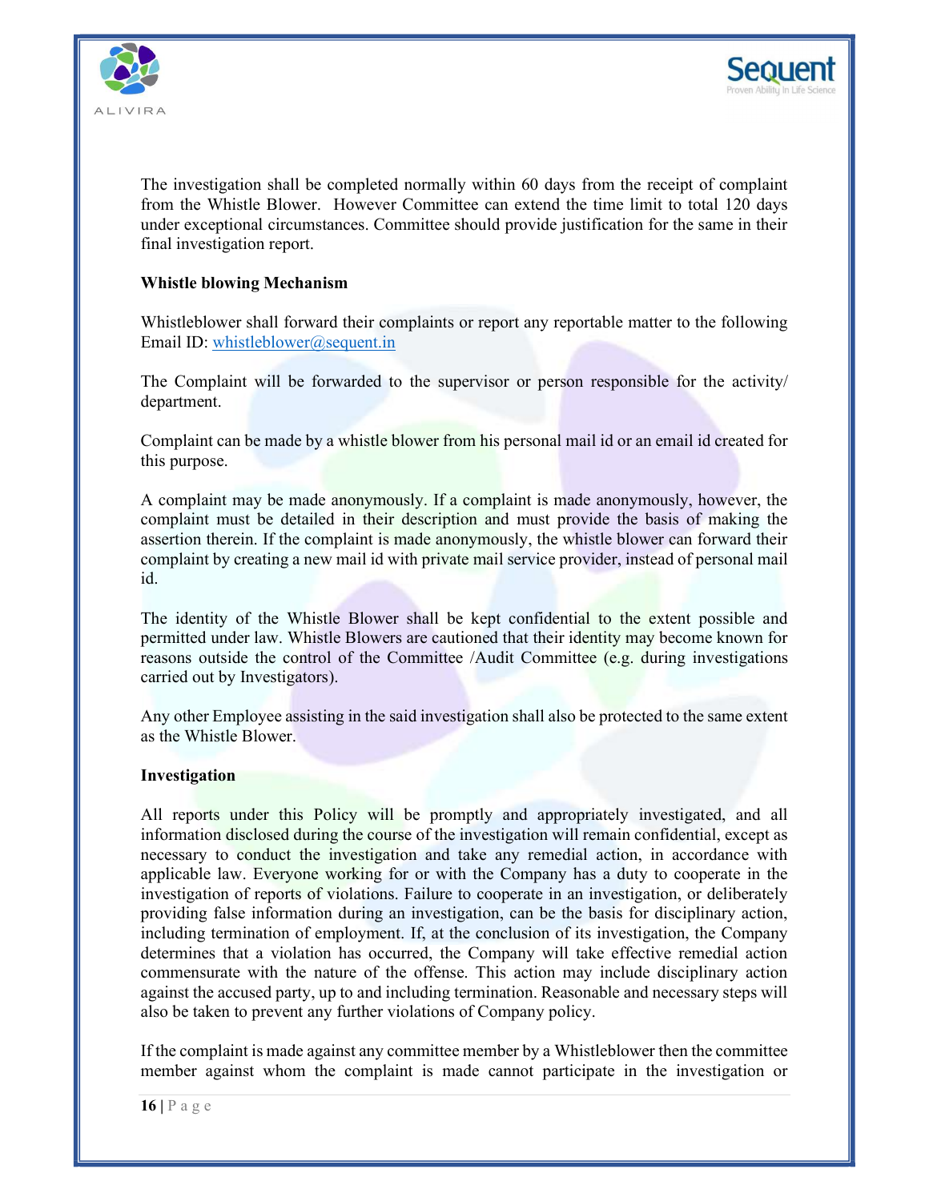The investigation shall be completed normally within 60 days from the receipt of complaint from the Whistle Blower. However Committee can extend the time limit to total 120 days under exceptional circumstances. Committee should provide justification for the same in their final investigation report.

**Whistle blowing Mechanism**

Whistleblower shall forward their complaints or report any reportable matter to the following Email ID: whistleblower@sequent.in

The Complaint will be forwarded to the supervisor or person responsible for the activity/ department.

Complaint can be made by a whistle blower from his personal mail id or an email id created for this purpose.

A complaint may be made anonymously. If a complaint is made anonymously, however, the complaint must be detailed in their description and must provide the basis of making the assertion therein. If the complaint is made anonymously, the whistle blower can forward their complaint by creating a new mail id with private mail service provider, instead of personal mail id.

The identity of the Whistle Blower shall be kept confidential to the extent possible and permitted under law. Whistle Blowers are cautioned that their identity may become known for reasons outside the control of the Committee /Audit Committee (e.g. during investigations carried out by Investigators).

Any other Employee assisting in the said investigation shall also be protected to the same extent as the Whistle Blower.

**Investigation**

All reports under this Policy will be promptly and appropriately investigated, and all information disclosed during the course of the investigation will remain confidential, except as necessary to conduct the investigation and take any remedial action, in accordance with applicable law. Everyone working for or with the Company has a duty to cooperate in the investigation of reports of violations. Failure to cooperate in an investigation, or deliberately providing false information during an investigation, can be the basis for disciplinary action, including termination of employment. If, at the conclusion of its investigation, the Company determines that a violation has occurred, the Company will take effective remedial action commensurate with the nature of the offense. This action may include disciplinary action against the accused party, up to and including termination. Reasonable and necessary steps will also be taken to prevent any further violations of Company policy.

If the complaint is made against any committee member by a Whistleblower then the committee member against whom the complaint is made cannot participate in the investigation or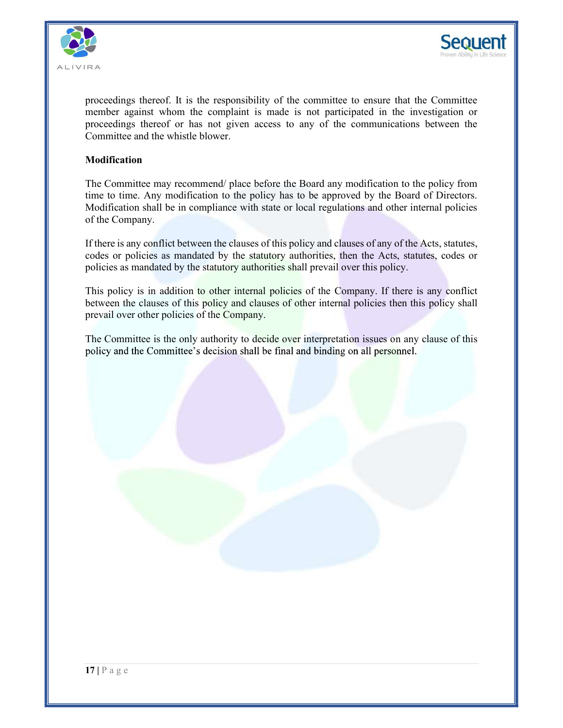proceedings thereof. It is the responsibility of the committee to ensure that the Committee member against whom the complaint is made is not participated in the investigation or proceedings thereof or has not given access to any of the communications between the Committee and the whistle blower.

**Modification**

The Committee may recommend/ place before the Board any modification to the policy from time to time. Any modification to the policy has to be approved by the Board of Directors. Modification shall be in compliance with state or local regulations and other internal policies of the Company.

If there is any conflict between the clauses of this policy and clauses of any of the Acts, statutes, codes or policies as mandated by the statutory authorities, then the Acts, statutes, codes or policies as mandated by the statutory authorities shall prevail over this policy.

This policy is in addition to other internal policies of the Company. If there is any conflict between the clauses of this policy and clauses of other internal policies then this policy shall prevail over other policies of the Company.

The Committee is the only authority to decide over interpretation issues on any clause of this policy and the Committee's decision shall be final and binding on all personnel.